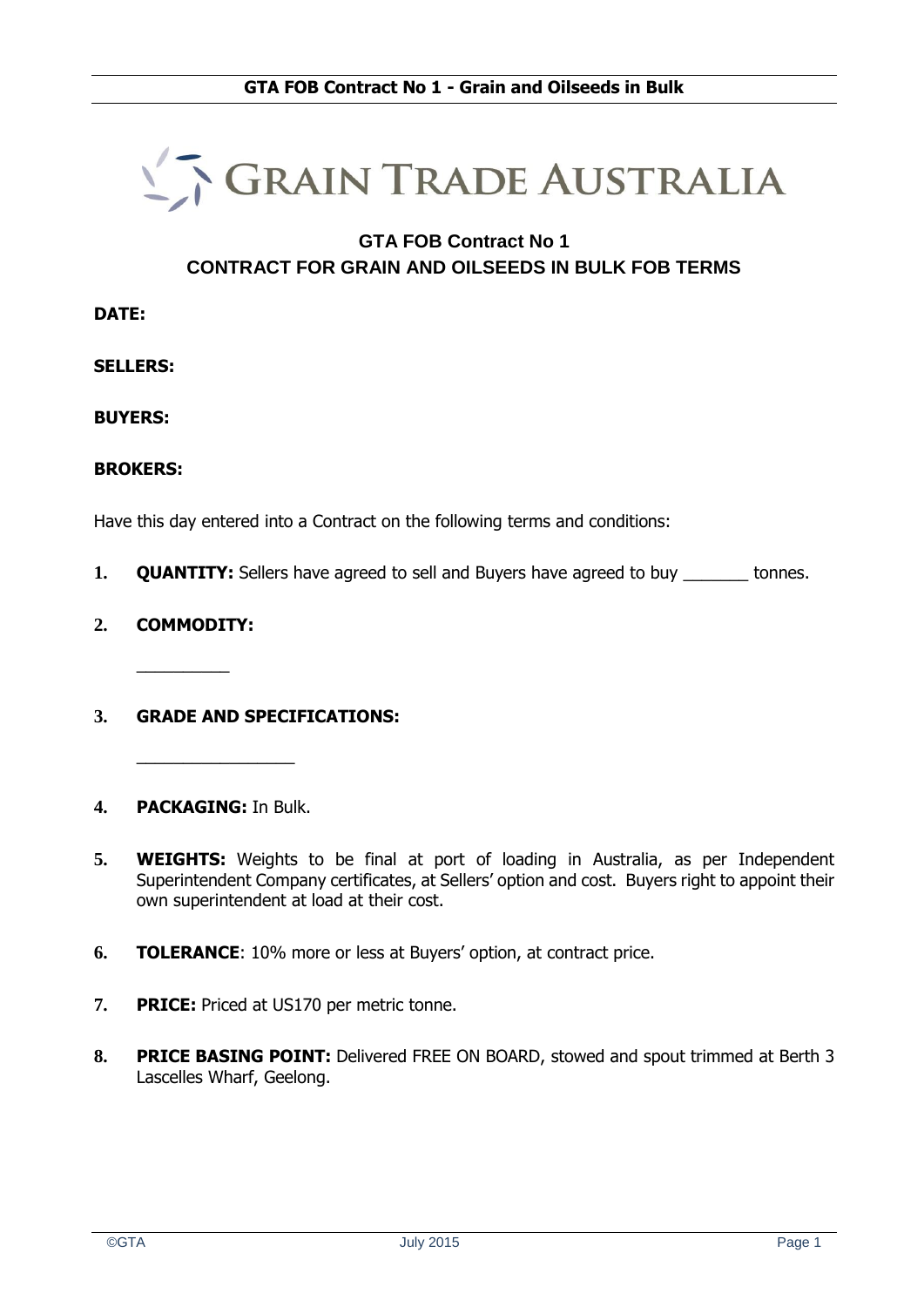GRAIN TRADE AUSTRALIA

# GTA FOB Contract No 1
# CONTRACT FOR GRAIN AND OILSEEDS IN BULK FOB TERMS

**DATE:**

**SELLERS:**

**BUYERS:**

**BROKERS:**

Have this day entered into a Contract on the following terms and conditions:

1. **QUANTITY:** Sellers have agreed to sell and Buyers have agreed to buy _______ tonnes.

2. **COMMODITY:**

   __________

3. **GRADE AND SPECIFICATIONS:**

   _________________

4. **PACKAGING:** In Bulk.

5. **WEIGHTS:** Weights to be final at port of loading in Australia, as per Independent Superintendent Company certificates, at Sellers' option and cost. Buyers right to appoint their own superintendent at load at their cost.

6. **TOLERANCE**: 10% more or less at Buyers' option, at contract price.

7. **PRICE:** Priced at US170 per metric tonne.

8. **PRICE BASING POINT:** Delivered FREE ON BOARD, stowed and spout trimmed at Berth 3 Lascelles Wharf, Geelong.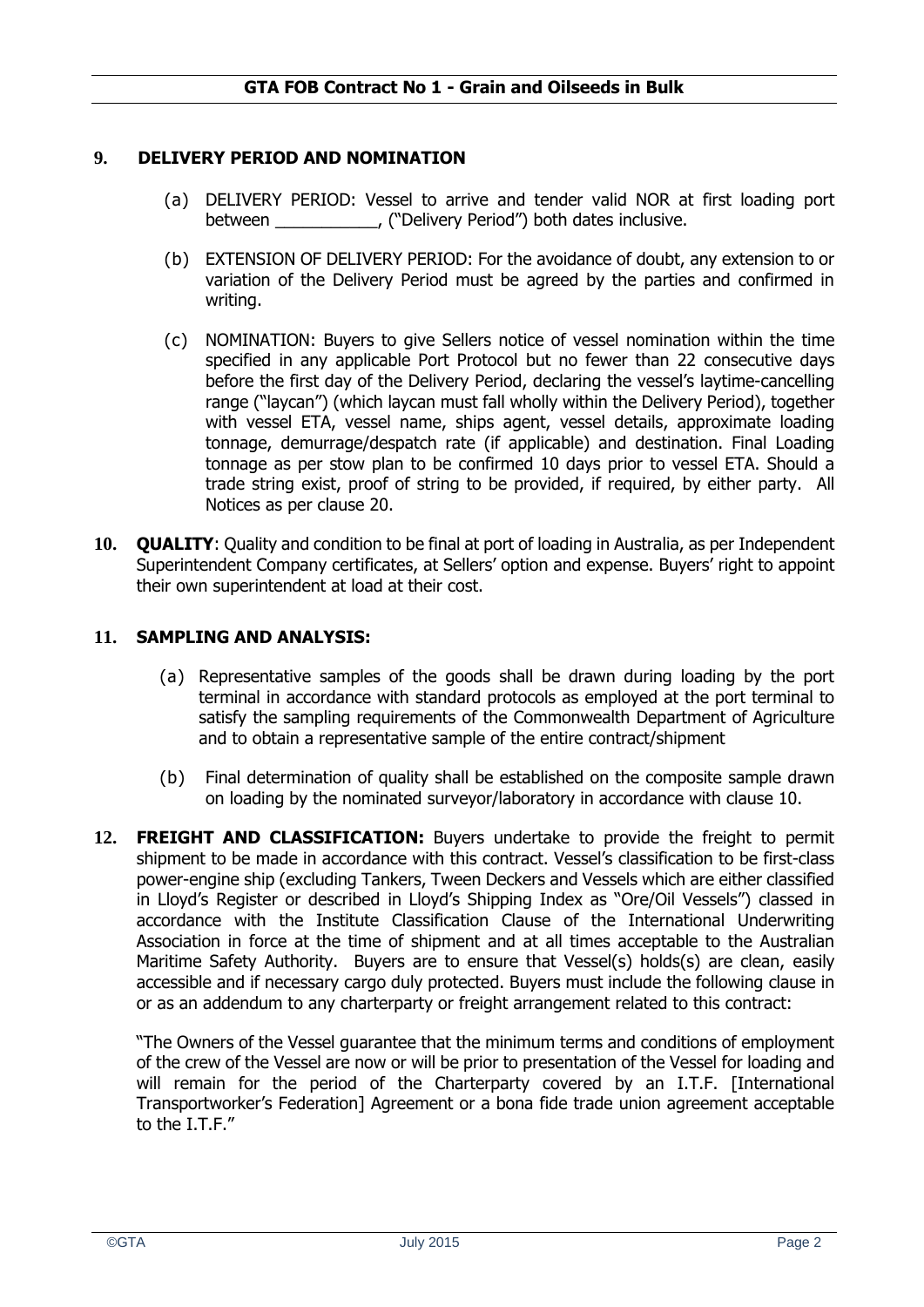## 9. DELIVERY PERIOD AND NOMINATION

(a) DELIVERY PERIOD: Vessel to arrive and tender valid NOR at first loading port between ___________, ("Delivery Period") both dates inclusive.

(b) EXTENSION OF DELIVERY PERIOD: For the avoidance of doubt, any extension to or variation of the Delivery Period must be agreed by the parties and confirmed in writing.

(c) NOMINATION: Buyers to give Sellers notice of vessel nomination within the time specified in any applicable Port Protocol but no fewer than 22 consecutive days before the first day of the Delivery Period, declaring the vessel's laytime-cancelling range ("laycan") (which laycan must fall wholly within the Delivery Period), together with vessel ETA, vessel name, ships agent, vessel details, approximate loading tonnage, demurrage/despatch rate (if applicable) and destination. Final Loading tonnage as per stow plan to be confirmed 10 days prior to vessel ETA. Should a trade string exist, proof of string to be provided, if required, by either party. All Notices as per clause 20.

**10. QUALITY**: Quality and condition to be final at port of loading in Australia, as per Independent Superintendent Company certificates, at Sellers' option and expense. Buyers' right to appoint their own superintendent at load at their cost.

## 11. SAMPLING AND ANALYSIS:

(a) Representative samples of the goods shall be drawn during loading by the port terminal in accordance with standard protocols as employed at the port terminal to satisfy the sampling requirements of the Commonwealth Department of Agriculture and to obtain a representative sample of the entire contract/shipment

(b) Final determination of quality shall be established on the composite sample drawn on loading by the nominated surveyor/laboratory in accordance with clause 10.

**12. FREIGHT AND CLASSIFICATION:** Buyers undertake to provide the freight to permit shipment to be made in accordance with this contract. Vessel's classification to be first-class power-engine ship (excluding Tankers, Tween Deckers and Vessels which are either classified in Lloyd's Register or described in Lloyd's Shipping Index as "Ore/Oil Vessels") classed in accordance with the Institute Classification Clause of the International Underwriting Association in force at the time of shipment and at all times acceptable to the Australian Maritime Safety Authority. Buyers are to ensure that Vessel(s) holds(s) are clean, easily accessible and if necessary cargo duly protected. Buyers must include the following clause in or as an addendum to any charterparty or freight arrangement related to this contract:

"The Owners of the Vessel guarantee that the minimum terms and conditions of employment of the crew of the Vessel are now or will be prior to presentation of the Vessel for loading and will remain for the period of the Charterparty covered by an I.T.F. [International Transportworker's Federation] Agreement or a bona fide trade union agreement acceptable to the I.T.F."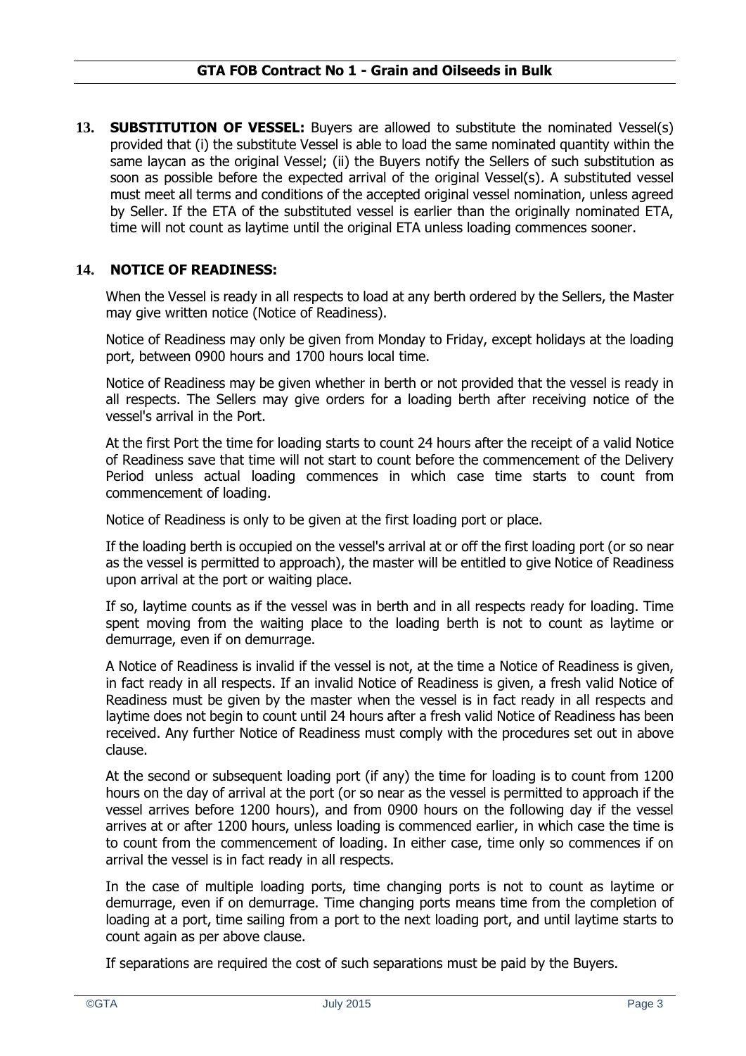**13. SUBSTITUTION OF VESSEL:** Buyers are allowed to substitute the nominated Vessel(s) provided that (i) the substitute Vessel is able to load the same nominated quantity within the same laycan as the original Vessel; (ii) the Buyers notify the Sellers of such substitution as soon as possible before the expected arrival of the original Vessel(s). A substituted vessel must meet all terms and conditions of the accepted original vessel nomination, unless agreed by Seller. If the ETA of the substituted vessel is earlier than the originally nominated ETA, time will not count as laytime until the original ETA unless loading commences sooner.

**14. NOTICE OF READINESS:**

When the Vessel is ready in all respects to load at any berth ordered by the Sellers, the Master may give written notice (Notice of Readiness).

Notice of Readiness may only be given from Monday to Friday, except holidays at the loading port, between 0900 hours and 1700 hours local time.

Notice of Readiness may be given whether in berth or not provided that the vessel is ready in all respects. The Sellers may give orders for a loading berth after receiving notice of the vessel's arrival in the Port.

At the first Port the time for loading starts to count 24 hours after the receipt of a valid Notice of Readiness save that time will not start to count before the commencement of the Delivery Period unless actual loading commences in which case time starts to count from commencement of loading.

Notice of Readiness is only to be given at the first loading port or place.

If the loading berth is occupied on the vessel's arrival at or off the first loading port (or so near as the vessel is permitted to approach), the master will be entitled to give Notice of Readiness upon arrival at the port or waiting place.

If so, laytime counts as if the vessel was in berth and in all respects ready for loading. Time spent moving from the waiting place to the loading berth is not to count as laytime or demurrage, even if on demurrage.

A Notice of Readiness is invalid if the vessel is not, at the time a Notice of Readiness is given, in fact ready in all respects. If an invalid Notice of Readiness is given, a fresh valid Notice of Readiness must be given by the master when the vessel is in fact ready in all respects and laytime does not begin to count until 24 hours after a fresh valid Notice of Readiness has been received. Any further Notice of Readiness must comply with the procedures set out in above clause.

At the second or subsequent loading port (if any) the time for loading is to count from 1200 hours on the day of arrival at the port (or so near as the vessel is permitted to approach if the vessel arrives before 1200 hours), and from 0900 hours on the following day if the vessel arrives at or after 1200 hours, unless loading is commenced earlier, in which case the time is to count from the commencement of loading. In either case, time only so commences if on arrival the vessel is in fact ready in all respects.

In the case of multiple loading ports, time changing ports is not to count as laytime or demurrage, even if on demurrage. Time changing ports means time from the completion of loading at a port, time sailing from a port to the next loading port, and until laytime starts to count again as per above clause.

If separations are required the cost of such separations must be paid by the Buyers.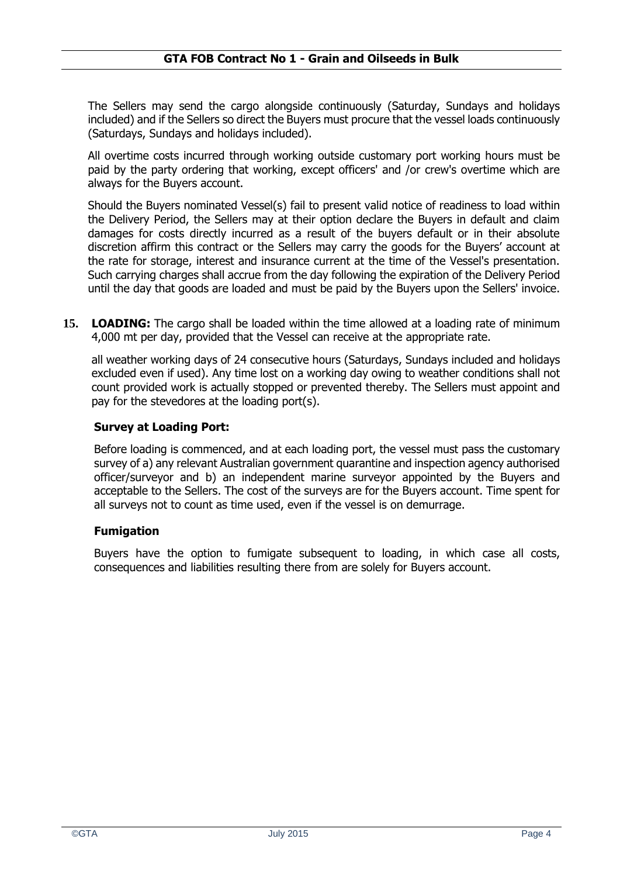The Sellers may send the cargo alongside continuously (Saturday, Sundays and holidays included) and if the Sellers so direct the Buyers must procure that the vessel loads continuously (Saturdays, Sundays and holidays included).

All overtime costs incurred through working outside customary port working hours must be paid by the party ordering that working, except officers' and /or crew's overtime which are always for the Buyers account.

Should the Buyers nominated Vessel(s) fail to present valid notice of readiness to load within the Delivery Period, the Sellers may at their option declare the Buyers in default and claim damages for costs directly incurred as a result of the buyers default or in their absolute discretion affirm this contract or the Sellers may carry the goods for the Buyers' account at the rate for storage, interest and insurance current at the time of the Vessel's presentation. Such carrying charges shall accrue from the day following the expiration of the Delivery Period until the day that goods are loaded and must be paid by the Buyers upon the Sellers' invoice.

**15. LOADING:** The cargo shall be loaded within the time allowed at a loading rate of minimum 4,000 mt per day, provided that the Vessel can receive at the appropriate rate.

all weather working days of 24 consecutive hours (Saturdays, Sundays included and holidays excluded even if used). Any time lost on a working day owing to weather conditions shall not count provided work is actually stopped or prevented thereby. The Sellers must appoint and pay for the stevedores at the loading port(s).

**Survey at Loading Port:**

Before loading is commenced, and at each loading port, the vessel must pass the customary survey of a) any relevant Australian government quarantine and inspection agency authorised officer/surveyor and b) an independent marine surveyor appointed by the Buyers and acceptable to the Sellers. The cost of the surveys are for the Buyers account. Time spent for all surveys not to count as time used, even if the vessel is on demurrage.

**Fumigation**

Buyers have the option to fumigate subsequent to loading, in which case all costs, consequences and liabilities resulting there from are solely for Buyers account.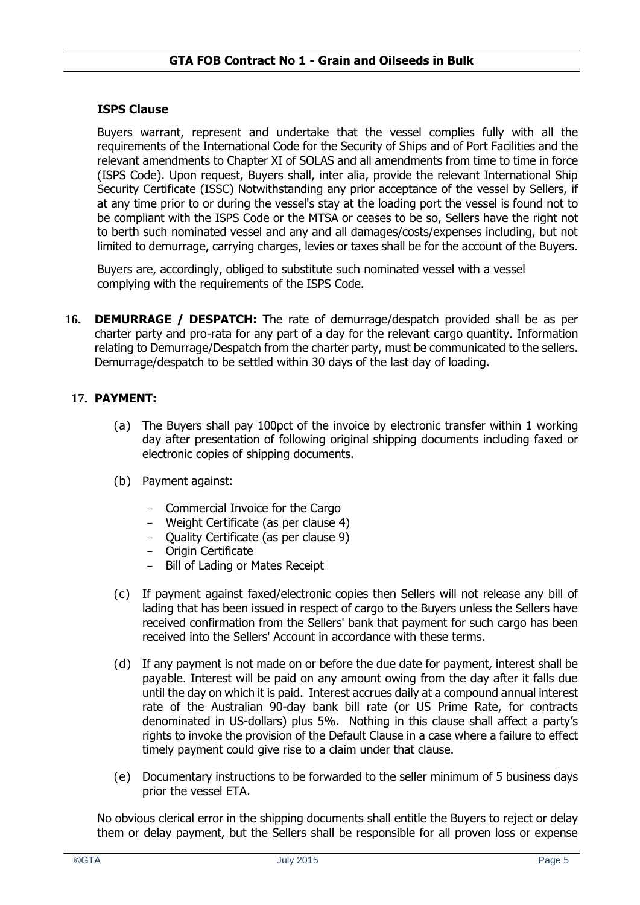**ISPS Clause**

Buyers warrant, represent and undertake that the vessel complies fully with all the requirements of the International Code for the Security of Ships and of Port Facilities and the relevant amendments to Chapter XI of SOLAS and all amendments from time to time in force (ISPS Code). Upon request, Buyers shall, inter alia, provide the relevant International Ship Security Certificate (ISSC) Notwithstanding any prior acceptance of the vessel by Sellers, if at any time prior to or during the vessel's stay at the loading port the vessel is found not to be compliant with the ISPS Code or the MTSA or ceases to be so, Sellers have the right not to berth such nominated vessel and any and all damages/costs/expenses including, but not limited to demurrage, carrying charges, levies or taxes shall be for the account of the Buyers.

Buyers are, accordingly, obliged to substitute such nominated vessel with a vessel complying with the requirements of the ISPS Code.

**16. DEMURRAGE / DESPATCH:** The rate of demurrage/despatch provided shall be as per charter party and pro-rata for any part of a day for the relevant cargo quantity. Information relating to Demurrage/Despatch from the charter party, must be communicated to the sellers. Demurrage/despatch to be settled within 30 days of the last day of loading.

**17. PAYMENT:**

(a) The Buyers shall pay 100pct of the invoice by electronic transfer within 1 working day after presentation of following original shipping documents including faxed or electronic copies of shipping documents.

(b) Payment against:

- Commercial Invoice for the Cargo
- Weight Certificate (as per clause 4)
- Quality Certificate (as per clause 9)
- Origin Certificate
- Bill of Lading or Mates Receipt

(c) If payment against faxed/electronic copies then Sellers will not release any bill of lading that has been issued in respect of cargo to the Buyers unless the Sellers have received confirmation from the Sellers' bank that payment for such cargo has been received into the Sellers' Account in accordance with these terms.

(d) If any payment is not made on or before the due date for payment, interest shall be payable. Interest will be paid on any amount owing from the day after it falls due until the day on which it is paid. Interest accrues daily at a compound annual interest rate of the Australian 90-day bank bill rate (or US Prime Rate, for contracts denominated in US-dollars) plus 5%. Nothing in this clause shall affect a party's rights to invoke the provision of the Default Clause in a case where a failure to effect timely payment could give rise to a claim under that clause.

(e) Documentary instructions to be forwarded to the seller minimum of 5 business days prior the vessel ETA.

No obvious clerical error in the shipping documents shall entitle the Buyers to reject or delay them or delay payment, but the Sellers shall be responsible for all proven loss or expense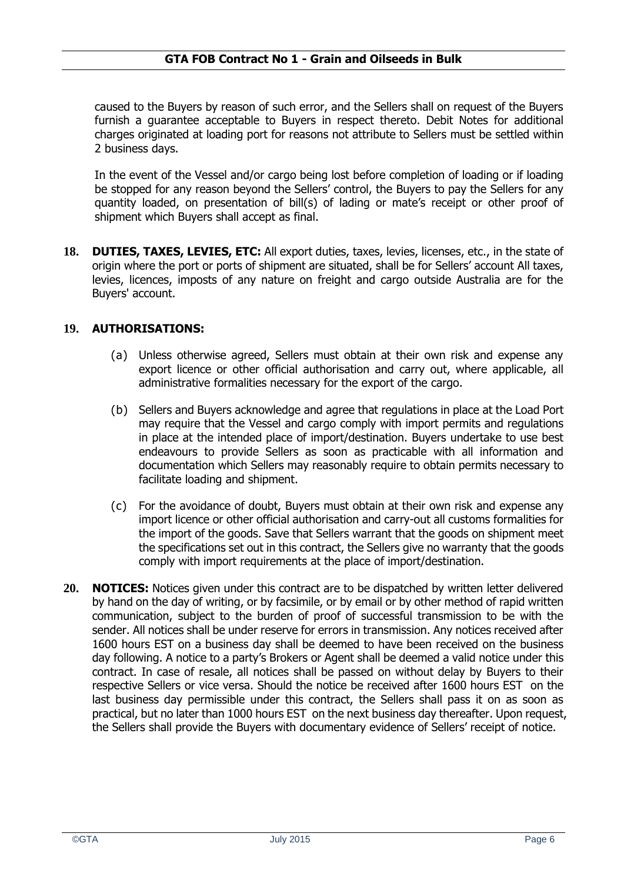caused to the Buyers by reason of such error, and the Sellers shall on request of the Buyers furnish a guarantee acceptable to Buyers in respect thereto. Debit Notes for additional charges originated at loading port for reasons not attribute to Sellers must be settled within 2 business days.

In the event of the Vessel and/or cargo being lost before completion of loading or if loading be stopped for any reason beyond the Sellers' control, the Buyers to pay the Sellers for any quantity loaded, on presentation of bill(s) of lading or mate's receipt or other proof of shipment which Buyers shall accept as final.

**18. DUTIES, TAXES, LEVIES, ETC:** All export duties, taxes, levies, licenses, etc., in the state of origin where the port or ports of shipment are situated, shall be for Sellers' account All taxes, levies, licences, imposts of any nature on freight and cargo outside Australia are for the Buyers' account.

**19. AUTHORISATIONS:**

(a) Unless otherwise agreed, Sellers must obtain at their own risk and expense any export licence or other official authorisation and carry out, where applicable, all administrative formalities necessary for the export of the cargo.

(b) Sellers and Buyers acknowledge and agree that regulations in place at the Load Port may require that the Vessel and cargo comply with import permits and regulations in place at the intended place of import/destination. Buyers undertake to use best endeavours to provide Sellers as soon as practicable with all information and documentation which Sellers may reasonably require to obtain permits necessary to facilitate loading and shipment.

(c) For the avoidance of doubt, Buyers must obtain at their own risk and expense any import licence or other official authorisation and carry-out all customs formalities for the import of the goods. Save that Sellers warrant that the goods on shipment meet the specifications set out in this contract, the Sellers give no warranty that the goods comply with import requirements at the place of import/destination.

**20. NOTICES:** Notices given under this contract are to be dispatched by written letter delivered by hand on the day of writing, or by facsimile, or by email or by other method of rapid written communication, subject to the burden of proof of successful transmission to be with the sender. All notices shall be under reserve for errors in transmission. Any notices received after 1600 hours EST on a business day shall be deemed to have been received on the business day following. A notice to a party's Brokers or Agent shall be deemed a valid notice under this contract. In case of resale, all notices shall be passed on without delay by Buyers to their respective Sellers or vice versa. Should the notice be received after 1600 hours EST on the last business day permissible under this contract, the Sellers shall pass it on as soon as practical, but no later than 1000 hours EST on the next business day thereafter. Upon request, the Sellers shall provide the Buyers with documentary evidence of Sellers' receipt of notice.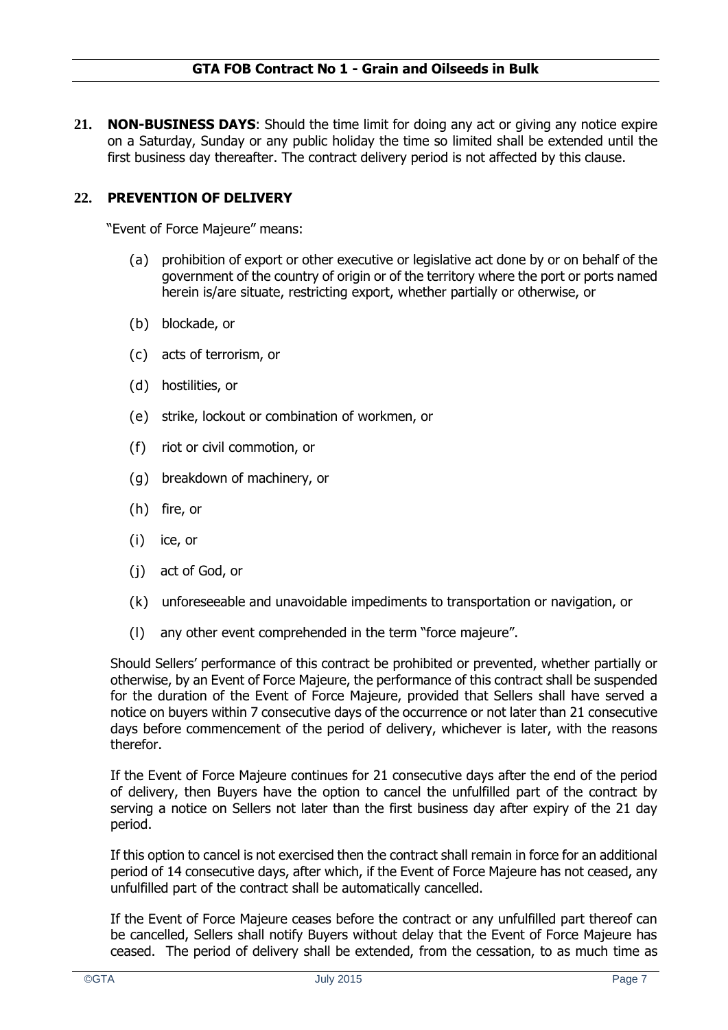**21. NON-BUSINESS DAYS**: Should the time limit for doing any act or giving any notice expire on a Saturday, Sunday or any public holiday the time so limited shall be extended until the first business day thereafter. The contract delivery period is not affected by this clause.

**22. PREVENTION OF DELIVERY**

"Event of Force Majeure" means:

(a) prohibition of export or other executive or legislative act done by or on behalf of the government of the country of origin or of the territory where the port or ports named herein is/are situate, restricting export, whether partially or otherwise, or

(b) blockade, or

(c) acts of terrorism, or

(d) hostilities, or

(e) strike, lockout or combination of workmen, or

(f) riot or civil commotion, or

(g) breakdown of machinery, or

(h) fire, or

(i) ice, or

(j) act of God, or

(k) unforeseeable and unavoidable impediments to transportation or navigation, or

(l) any other event comprehended in the term "force majeure".

Should Sellers' performance of this contract be prohibited or prevented, whether partially or otherwise, by an Event of Force Majeure, the performance of this contract shall be suspended for the duration of the Event of Force Majeure, provided that Sellers shall have served a notice on buyers within 7 consecutive days of the occurrence or not later than 21 consecutive days before commencement of the period of delivery, whichever is later, with the reasons therefor.

If the Event of Force Majeure continues for 21 consecutive days after the end of the period of delivery, then Buyers have the option to cancel the unfulfilled part of the contract by serving a notice on Sellers not later than the first business day after expiry of the 21 day period.

If this option to cancel is not exercised then the contract shall remain in force for an additional period of 14 consecutive days, after which, if the Event of Force Majeure has not ceased, any unfulfilled part of the contract shall be automatically cancelled.

If the Event of Force Majeure ceases before the contract or any unfulfilled part thereof can be cancelled, Sellers shall notify Buyers without delay that the Event of Force Majeure has ceased. The period of delivery shall be extended, from the cessation, to as much time as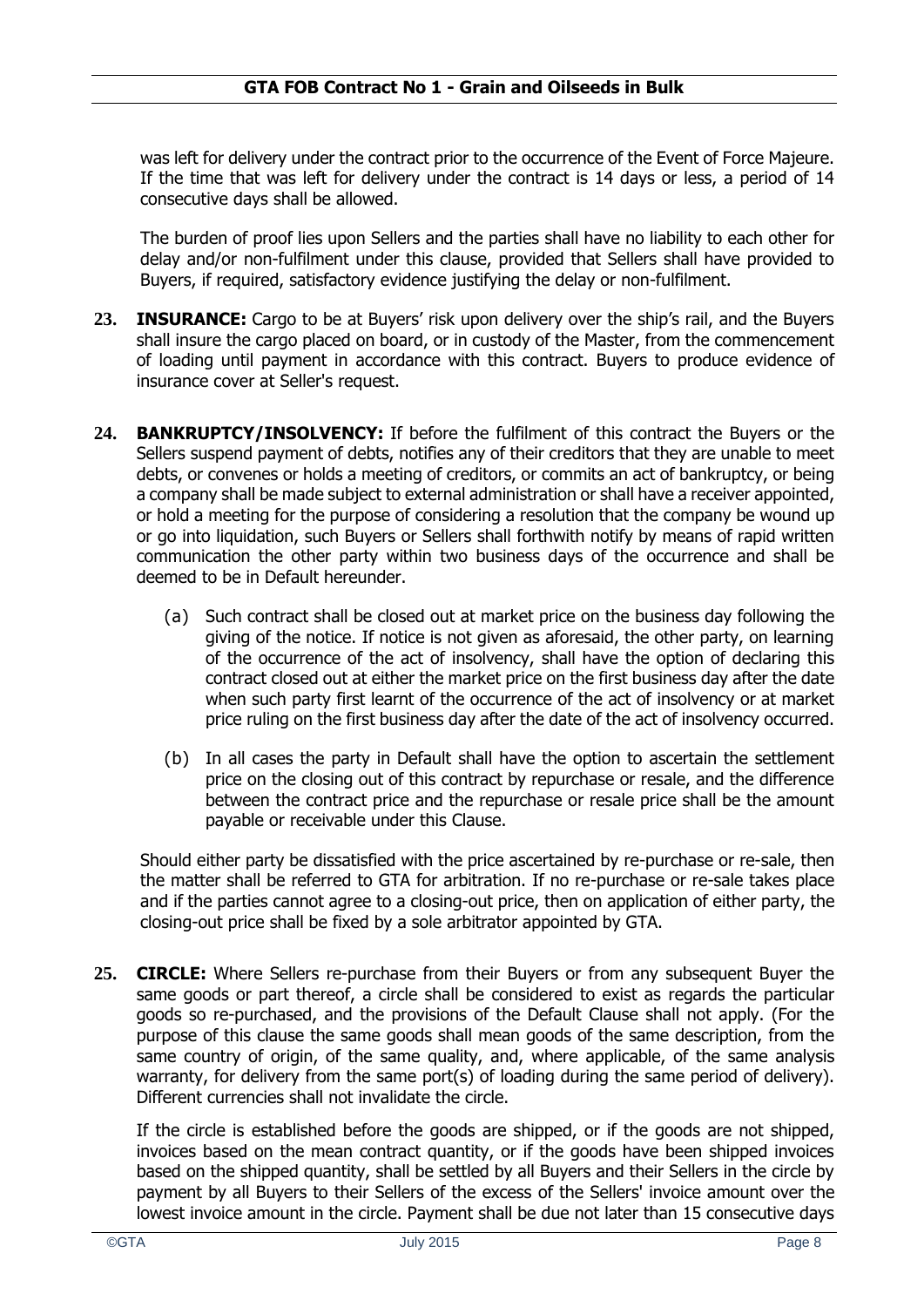was left for delivery under the contract prior to the occurrence of the Event of Force Majeure. If the time that was left for delivery under the contract is 14 days or less, a period of 14 consecutive days shall be allowed.

The burden of proof lies upon Sellers and the parties shall have no liability to each other for delay and/or non-fulfilment under this clause, provided that Sellers shall have provided to Buyers, if required, satisfactory evidence justifying the delay or non-fulfilment.

**23. INSURANCE:** Cargo to be at Buyers' risk upon delivery over the ship's rail, and the Buyers shall insure the cargo placed on board, or in custody of the Master, from the commencement of loading until payment in accordance with this contract. Buyers to produce evidence of insurance cover at Seller's request.

**24. BANKRUPTCY/INSOLVENCY:** If before the fulfilment of this contract the Buyers or the Sellers suspend payment of debts, notifies any of their creditors that they are unable to meet debts, or convenes or holds a meeting of creditors, or commits an act of bankruptcy, or being a company shall be made subject to external administration or shall have a receiver appointed, or hold a meeting for the purpose of considering a resolution that the company be wound up or go into liquidation, such Buyers or Sellers shall forthwith notify by means of rapid written communication the other party within two business days of the occurrence and shall be deemed to be in Default hereunder.

(a) Such contract shall be closed out at market price on the business day following the giving of the notice. If notice is not given as aforesaid, the other party, on learning of the occurrence of the act of insolvency, shall have the option of declaring this contract closed out at either the market price on the first business day after the date when such party first learnt of the occurrence of the act of insolvency or at market price ruling on the first business day after the date of the act of insolvency occurred.

(b) In all cases the party in Default shall have the option to ascertain the settlement price on the closing out of this contract by repurchase or resale, and the difference between the contract price and the repurchase or resale price shall be the amount payable or receivable under this Clause.

Should either party be dissatisfied with the price ascertained by re-purchase or re-sale, then the matter shall be referred to GTA for arbitration. If no re-purchase or re-sale takes place and if the parties cannot agree to a closing-out price, then on application of either party, the closing-out price shall be fixed by a sole arbitrator appointed by GTA.

**25. CIRCLE:** Where Sellers re-purchase from their Buyers or from any subsequent Buyer the same goods or part thereof, a circle shall be considered to exist as regards the particular goods so re-purchased, and the provisions of the Default Clause shall not apply. (For the purpose of this clause the same goods shall mean goods of the same description, from the same country of origin, of the same quality, and, where applicable, of the same analysis warranty, for delivery from the same port(s) of loading during the same period of delivery). Different currencies shall not invalidate the circle.

If the circle is established before the goods are shipped, or if the goods are not shipped, invoices based on the mean contract quantity, or if the goods have been shipped invoices based on the shipped quantity, shall be settled by all Buyers and their Sellers in the circle by payment by all Buyers to their Sellers of the excess of the Sellers' invoice amount over the lowest invoice amount in the circle. Payment shall be due not later than 15 consecutive days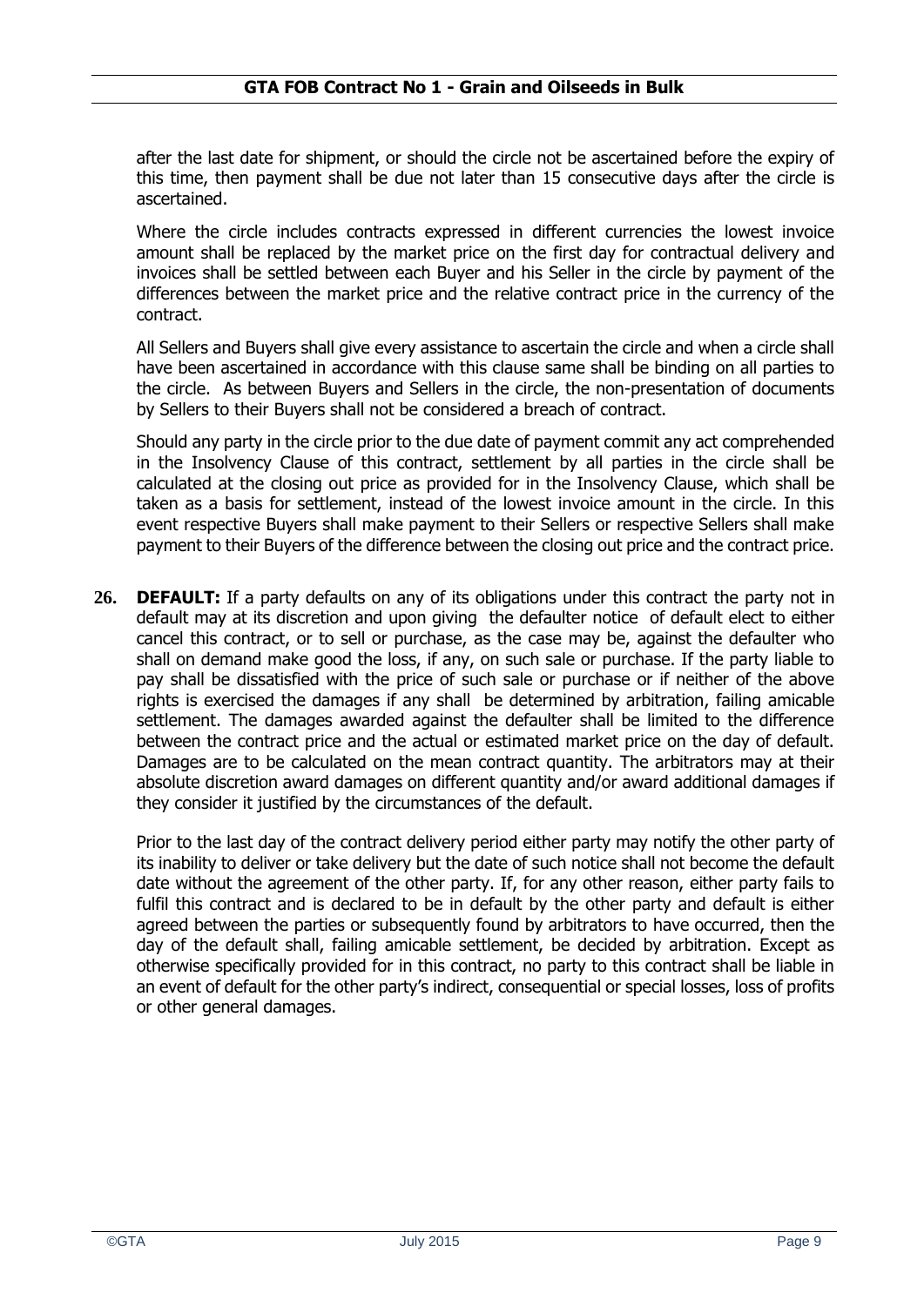after the last date for shipment, or should the circle not be ascertained before the expiry of this time, then payment shall be due not later than 15 consecutive days after the circle is ascertained.

Where the circle includes contracts expressed in different currencies the lowest invoice amount shall be replaced by the market price on the first day for contractual delivery and invoices shall be settled between each Buyer and his Seller in the circle by payment of the differences between the market price and the relative contract price in the currency of the contract.

All Sellers and Buyers shall give every assistance to ascertain the circle and when a circle shall have been ascertained in accordance with this clause same shall be binding on all parties to the circle. As between Buyers and Sellers in the circle, the non-presentation of documents by Sellers to their Buyers shall not be considered a breach of contract.

Should any party in the circle prior to the due date of payment commit any act comprehended in the Insolvency Clause of this contract, settlement by all parties in the circle shall be calculated at the closing out price as provided for in the Insolvency Clause, which shall be taken as a basis for settlement, instead of the lowest invoice amount in the circle. In this event respective Buyers shall make payment to their Sellers or respective Sellers shall make payment to their Buyers of the difference between the closing out price and the contract price.

**26. DEFAULT:** If a party defaults on any of its obligations under this contract the party not in default may at its discretion and upon giving the defaulter notice of default elect to either cancel this contract, or to sell or purchase, as the case may be, against the defaulter who shall on demand make good the loss, if any, on such sale or purchase. If the party liable to pay shall be dissatisfied with the price of such sale or purchase or if neither of the above rights is exercised the damages if any shall be determined by arbitration, failing amicable settlement. The damages awarded against the defaulter shall be limited to the difference between the contract price and the actual or estimated market price on the day of default. Damages are to be calculated on the mean contract quantity. The arbitrators may at their absolute discretion award damages on different quantity and/or award additional damages if they consider it justified by the circumstances of the default.

Prior to the last day of the contract delivery period either party may notify the other party of its inability to deliver or take delivery but the date of such notice shall not become the default date without the agreement of the other party. If, for any other reason, either party fails to fulfil this contract and is declared to be in default by the other party and default is either agreed between the parties or subsequently found by arbitrators to have occurred, then the day of the default shall, failing amicable settlement, be decided by arbitration. Except as otherwise specifically provided for in this contract, no party to this contract shall be liable in an event of default for the other party's indirect, consequential or special losses, loss of profits or other general damages.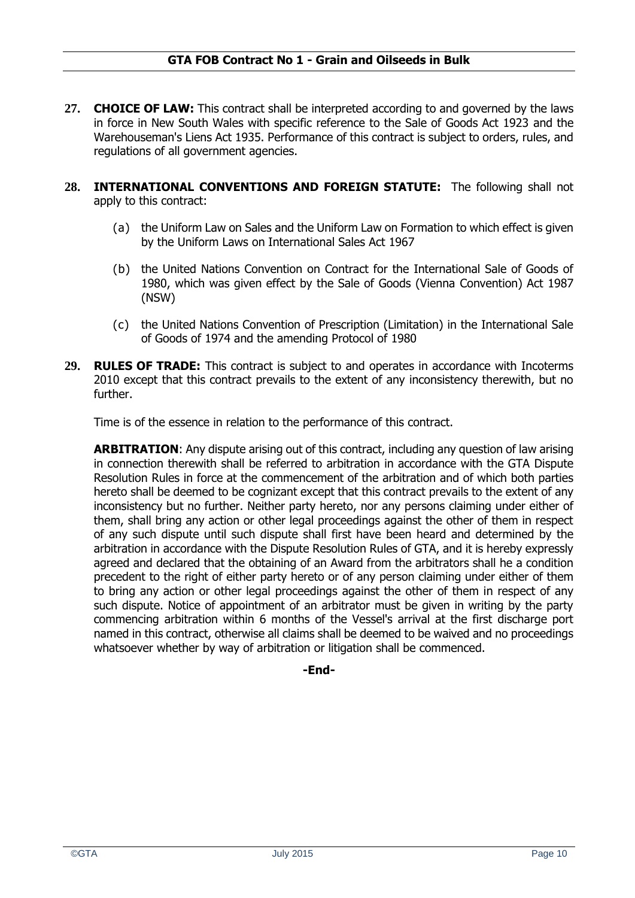**27. CHOICE OF LAW:** This contract shall be interpreted according to and governed by the laws in force in New South Wales with specific reference to the Sale of Goods Act 1923 and the Warehouseman's Liens Act 1935. Performance of this contract is subject to orders, rules, and regulations of all government agencies.

**28. INTERNATIONAL CONVENTIONS AND FOREIGN STATUTE:** The following shall not apply to this contract:

(a) the Uniform Law on Sales and the Uniform Law on Formation to which effect is given by the Uniform Laws on International Sales Act 1967

(b) the United Nations Convention on Contract for the International Sale of Goods of 1980, which was given effect by the Sale of Goods (Vienna Convention) Act 1987 (NSW)

(c) the United Nations Convention of Prescription (Limitation) in the International Sale of Goods of 1974 and the amending Protocol of 1980

**29. RULES OF TRADE:** This contract is subject to and operates in accordance with Incoterms 2010 except that this contract prevails to the extent of any inconsistency therewith, but no further.

Time is of the essence in relation to the performance of this contract.

**ARBITRATION**: Any dispute arising out of this contract, including any question of law arising in connection therewith shall be referred to arbitration in accordance with the GTA Dispute Resolution Rules in force at the commencement of the arbitration and of which both parties hereto shall be deemed to be cognizant except that this contract prevails to the extent of any inconsistency but no further. Neither party hereto, nor any persons claiming under either of them, shall bring any action or other legal proceedings against the other of them in respect of any such dispute until such dispute shall first have been heard and determined by the arbitration in accordance with the Dispute Resolution Rules of GTA, and it is hereby expressly agreed and declared that the obtaining of an Award from the arbitrators shall he a condition precedent to the right of either party hereto or of any person claiming under either of them to bring any action or other legal proceedings against the other of them in respect of any such dispute. Notice of appointment of an arbitrator must be given in writing by the party commencing arbitration within 6 months of the Vessel's arrival at the first discharge port named in this contract, otherwise all claims shall be deemed to be waived and no proceedings whatsoever whether by way of arbitration or litigation shall be commenced.

**-End-**